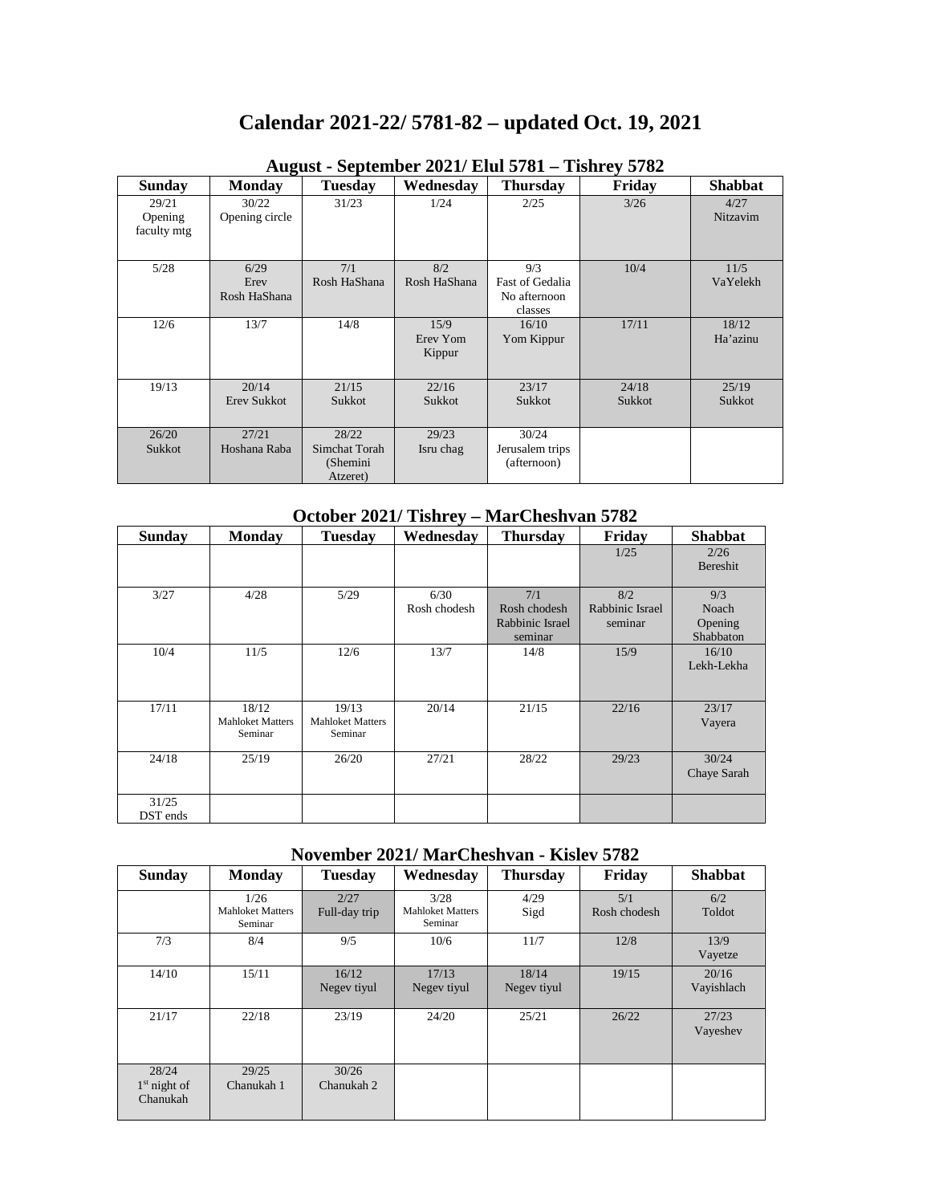# Calendar 2021-22/ 5781-82 – updated Oct. 19, 2021

## August - September 2021/ Elul 5781 – Tishrey 5782

| Sunday | Monday | Tuesday | Wednesday | Thursday | Friday | Shabbat |
|---|---|---|---|---|---|---|
| 29/21 Opening faculty mtg | 30/22 Opening circle | 31/23 | 1/24 | 2/25 | 3/26 | 4/27 Nitzavim |
| 5/28 | 6/29 Erev Rosh HaShana | 7/1 Rosh HaShana | 8/2 Rosh HaShana | 9/3 Fast of Gedalia No afternoon classes | 10/4 | 11/5 VaYelekh |
| 12/6 | 13/7 | 14/8 | 15/9 Erev Yom Kippur | 16/10 Yom Kippur | 17/11 | 18/12 Ha'azinu |
| 19/13 | 20/14 Erev Sukkot | 21/15 Sukkot | 22/16 Sukkot | 23/17 Sukkot | 24/18 Sukkot | 25/19 Sukkot |
| 26/20 Sukkot | 27/21 Hoshana Raba | 28/22 Simchat Torah (Shemini Atzeret) | 29/23 Isru chag | 30/24 Jerusalem trips (afternoon) | | |

## October 2021/ Tishrey – MarCheshvan 5782

| Sunday | Monday | Tuesday | Wednesday | Thursday | Friday | Shabbat |
|---|---|---|---|---|---|---|
| | | | | | 1/25 | 2/26 Bereshit |
| 3/27 | 4/28 | 5/29 | 6/30 Rosh chodesh | 7/1 Rosh chodesh Rabbinic Israel seminar | 8/2 Rabbinic Israel seminar | 9/3 Noach Opening Shabbaton |
| 10/4 | 11/5 | 12/6 | 13/7 | 14/8 | 15/9 | 16/10 Lekh-Lekha |
| 17/11 | 18/12 Mahloket Matters Seminar | 19/13 Mahloket Matters Seminar | 20/14 | 21/15 | 22/16 | 23/17 Vayera |
| 24/18 | 25/19 | 26/20 | 27/21 | 28/22 | 29/23 | 30/24 Chaye Sarah |
| 31/25 DST ends | | | | | | |

## November 2021/ MarCheshvan - Kislev 5782

| Sunday | Monday | Tuesday | Wednesday | Thursday | Friday | Shabbat |
|---|---|---|---|---|---|---|
| | 1/26 Mahloket Matters Seminar | 2/27 Full-day trip | 3/28 Mahloket Matters Seminar | 4/29 Sigd | 5/1 Rosh chodesh | 6/2 Toldot |
| 7/3 | 8/4 | 9/5 | 10/6 | 11/7 | 12/8 | 13/9 Vayetze |
| 14/10 | 15/11 | 16/12 Negev tiyul | 17/13 Negev tiyul | 18/14 Negev tiyul | 19/15 | 20/16 Vayishlach |
| 21/17 | 22/18 | 23/19 | 24/20 | 25/21 | 26/22 | 27/23 Vayeshev |
| 28/24 1st night of Chanukah | 29/25 Chanukah 1 | 30/26 Chanukah 2 | | | | |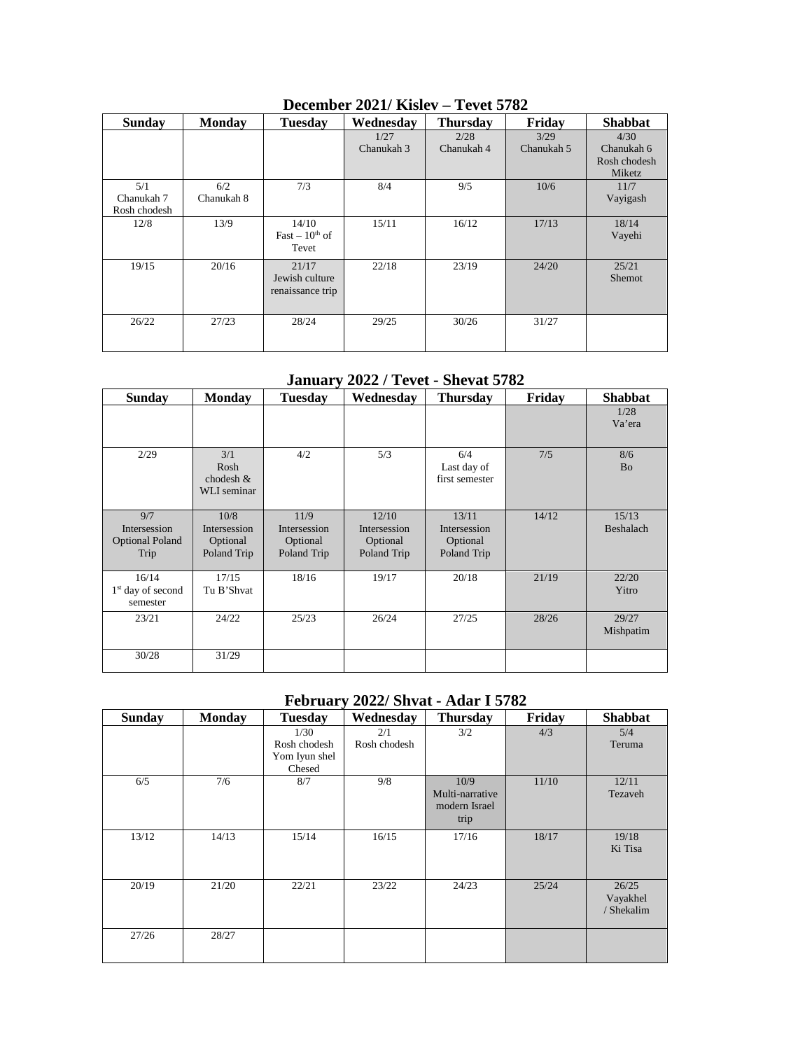## December 2021/ Kislev – Tevet 5782

| Sunday | Monday | Tuesday | Wednesday | Thursday | Friday | Shabbat |
|---|---|---|---|---|---|---|
| | | | 1/27 Chanukah 3 | 2/28 Chanukah 4 | 3/29 Chanukah 5 | 4/30 Chanukah 6 Rosh chodesh Miketz |
| 5/1 Chanukah 7 Rosh chodesh | 6/2 Chanukah 8 | 7/3 | 8/4 | 9/5 | 10/6 | 11/7 Vayigash |
| 12/8 | 13/9 | 14/10 Fast – 10th of Tevet | 15/11 | 16/12 | 17/13 | 18/14 Vayehi |
| 19/15 | 20/16 | 21/17 Jewish culture renaissance trip | 22/18 | 23/19 | 24/20 | 25/21 Shemot |
| 26/22 | 27/23 | 28/24 | 29/25 | 30/26 | 31/27 | |

## January 2022 / Tevet - Shevat 5782

| Sunday | Monday | Tuesday | Wednesday | Thursday | Friday | Shabbat |
|---|---|---|---|---|---|---|
| | | | | | | 1/28 Va'era |
| 2/29 | 3/1 Rosh chodesh & WLI seminar | 4/2 | 5/3 | 6/4 Last day of first semester | 7/5 | 8/6 Bo |
| 9/7 Intersession Optional Poland Trip | 10/8 Intersession Optional Poland Trip | 11/9 Intersession Optional Poland Trip | 12/10 Intersession Optional Poland Trip | 13/11 Intersession Optional Poland Trip | 14/12 | 15/13 Beshalach |
| 16/14 1st day of second semester | 17/15 Tu B'Shvat | 18/16 | 19/17 | 20/18 | 21/19 | 22/20 Yitro |
| 23/21 | 24/22 | 25/23 | 26/24 | 27/25 | 28/26 | 29/27 Mishpatim |
| 30/28 | 31/29 | | | | | |

## February 2022/ Shvat - Adar I 5782

| Sunday | Monday | Tuesday | Wednesday | Thursday | Friday | Shabbat |
|---|---|---|---|---|---|---|
| | | 1/30 Rosh chodesh Yom Iyun shel Chesed | 2/1 Rosh chodesh | 3/2 | 4/3 | 5/4 Teruma |
| 6/5 | 7/6 | 8/7 | 9/8 | 10/9 Multi-narrative modern Israel trip | 11/10 | 12/11 Tezaveh |
| 13/12 | 14/13 | 15/14 | 16/15 | 17/16 | 18/17 | 19/18 Ki Tisa |
| 20/19 | 21/20 | 22/21 | 23/22 | 24/23 | 25/24 | 26/25 Vayakhel / Shekalim |
| 27/26 | 28/27 | | | | | |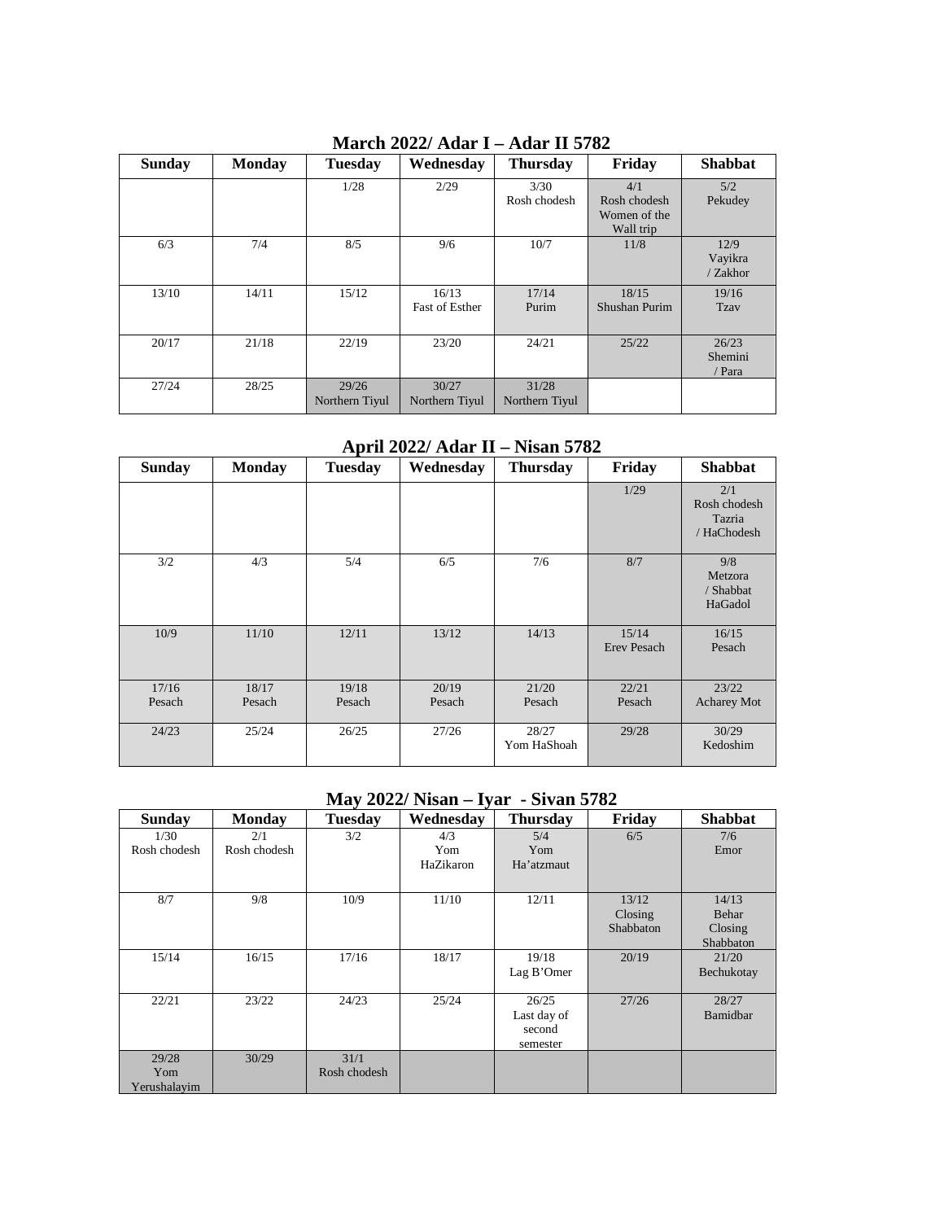## March 2022/ Adar I – Adar II 5782

| Sunday | Monday | Tuesday | Wednesday | Thursday | Friday | Shabbat |
|---|---|---|---|---|---|---|
| | | 1/28 | 2/29 | 3/30 Rosh chodesh | 4/1 Rosh chodesh Women of the Wall trip | 5/2 Pekudey |
| 6/3 | 7/4 | 8/5 | 9/6 | 10/7 | 11/8 | 12/9 Vayikra / Zakhor |
| 13/10 | 14/11 | 15/12 | 16/13 Fast of Esther | 17/14 Purim | 18/15 Shushan Purim | 19/16 Tzav |
| 20/17 | 21/18 | 22/19 | 23/20 | 24/21 | 25/22 | 26/23 Shemini / Para |
| 27/24 | 28/25 | 29/26 Northern Tiyul | 30/27 Northern Tiyul | 31/28 Northern Tiyul | | |

## April 2022/ Adar II – Nisan 5782

| Sunday | Monday | Tuesday | Wednesday | Thursday | Friday | Shabbat |
|---|---|---|---|---|---|---|
| | | | | | 1/29 | 2/1 Rosh chodesh Tazria / HaChodesh |
| 3/2 | 4/3 | 5/4 | 6/5 | 7/6 | 8/7 | 9/8 Metzora / Shabbat HaGadol |
| 10/9 | 11/10 | 12/11 | 13/12 | 14/13 | 15/14 Erev Pesach | 16/15 Pesach |
| 17/16 Pesach | 18/17 Pesach | 19/18 Pesach | 20/19 Pesach | 21/20 Pesach | 22/21 Pesach | 23/22 Acharey Mot |
| 24/23 | 25/24 | 26/25 | 27/26 | 28/27 Yom HaShoah | 29/28 | 30/29 Kedoshim |

## May 2022/ Nisan – Iyar - Sivan 5782

| Sunday | Monday | Tuesday | Wednesday | Thursday | Friday | Shabbat |
|---|---|---|---|---|---|---|
| 1/30 Rosh chodesh | 2/1 Rosh chodesh | 3/2 | 4/3 Yom HaZikaron | 5/4 Yom Ha'atzmaut | 6/5 | 7/6 Emor |
| 8/7 | 9/8 | 10/9 | 11/10 | 12/11 | 13/12 Closing Shabbaton | 14/13 Behar Closing Shabbaton |
| 15/14 | 16/15 | 17/16 | 18/17 | 19/18 Lag B'Omer | 20/19 | 21/20 Bechukotay |
| 22/21 | 23/22 | 24/23 | 25/24 | 26/25 Last day of second semester | 27/26 | 28/27 Bamidbar |
| 29/28 Yom Yerushalayim | 30/29 | 31/1 Rosh chodesh | | | | |